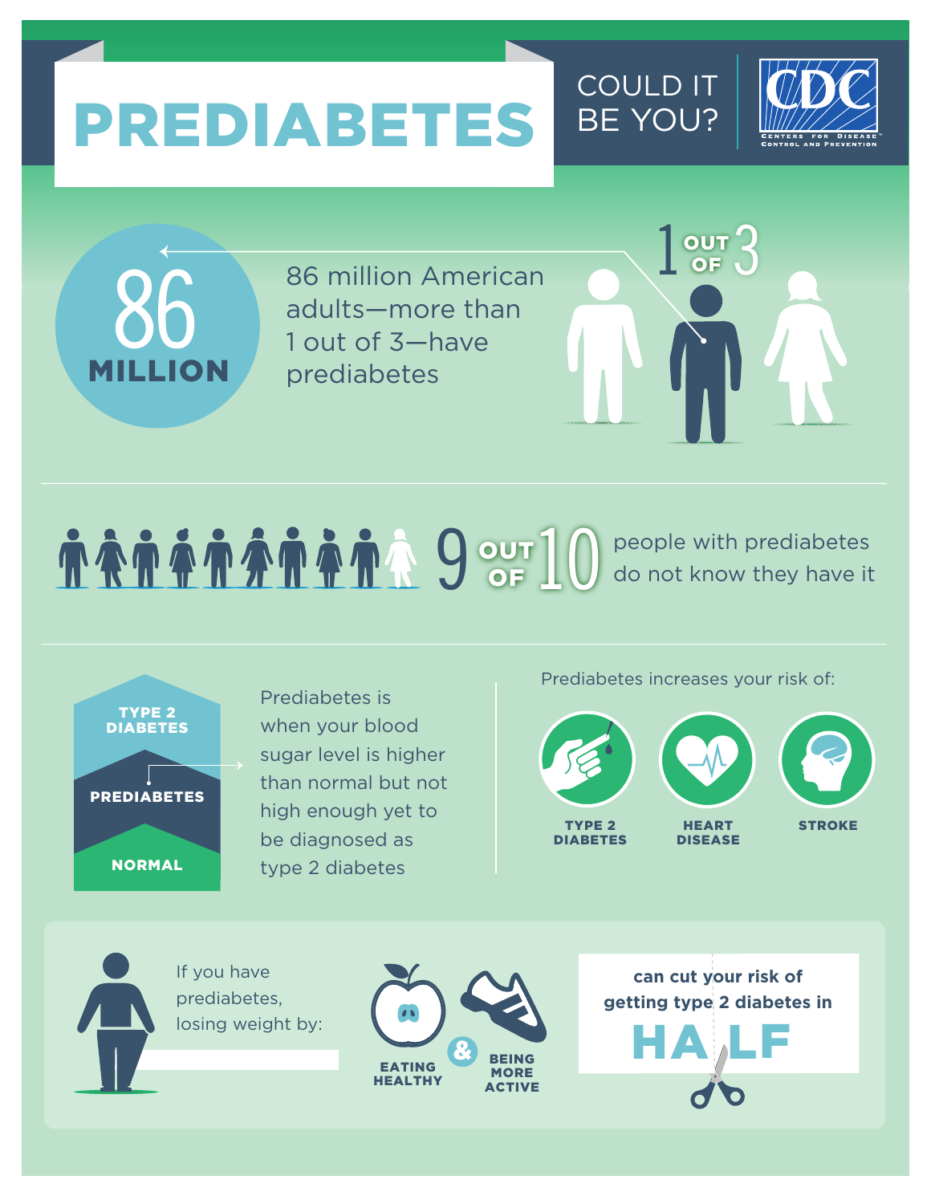# PREDIABETES

COULD IT BE YOU?

CDC
CENTERS FOR DISEASE CONTROL AND PREVENTION

**86 MILLION**

86 million American adults—more than 1 out of 3—have prediabetes

**1 OUT OF 3**

**9 OUT OF 10** people with prediabetes do not know they have it

**TYPE 2 DIABETES**

**PREDIABETES**

**NORMAL**

Prediabetes is when your blood sugar level is higher than normal but not high enough yet to be diagnosed as type 2 diabetes

Prediabetes increases your risk of:

- **TYPE 2 DIABETES**
- **HEART DISEASE**
- **STROKE**

If you have prediabetes, losing weight by:

**EATING HEALTHY** & **BEING MORE ACTIVE**

**can cut your risk of getting type 2 diabetes in HALF**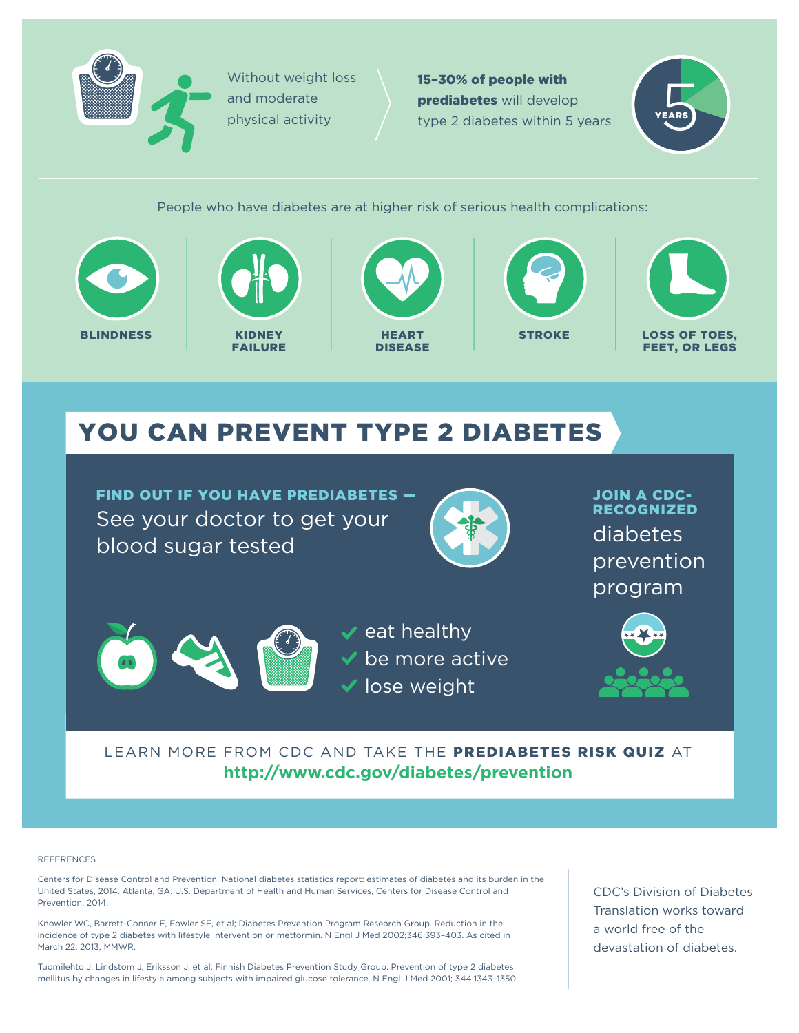Without weight loss and moderate physical activity

**15–30% of people with prediabetes** will develop type 2 diabetes within 5 years

5 YEARS

People who have diabetes are at higher risk of serious health complications:

- **BLINDNESS**
- **KIDNEY FAILURE**
- **HEART DISEASE**
- **STROKE**
- **LOSS OF TOES, FEET, OR LEGS**

# YOU CAN PREVENT TYPE 2 DIABETES

**FIND OUT IF YOU HAVE PREDIABETES —** See your doctor to get your blood sugar tested

**JOIN A CDC-RECOGNIZED** diabetes prevention program

- ✔ eat healthy
- ✔ be more active
- ✔ lose weight

LEARN MORE FROM CDC AND TAKE THE **PREDIABETES RISK QUIZ** AT
**http://www.cdc.gov/diabetes/prevention**

REFERENCES

Centers for Disease Control and Prevention. National diabetes statistics report: estimates of diabetes and its burden in the United States, 2014. Atlanta, GA: U.S. Department of Health and Human Services, Centers for Disease Control and Prevention, 2014.

Knowler WC, Barrett-Conner E, Fowler SE, et al; Diabetes Prevention Program Research Group. Reduction in the incidence of type 2 diabetes with lifestyle intervention or metformin. N Engl J Med 2002;346:393–403. As cited in March 22, 2013, MMWR.

Tuomilehto J, Lindstom J, Eriksson J, et al; Finnish Diabetes Prevention Study Group. Prevention of type 2 diabetes mellitus by changes in lifestyle among subjects with impaired glucose tolerance. N Engl J Med 2001; 344:1343–1350.

CDC's Division of Diabetes Translation works toward a world free of the devastation of diabetes.